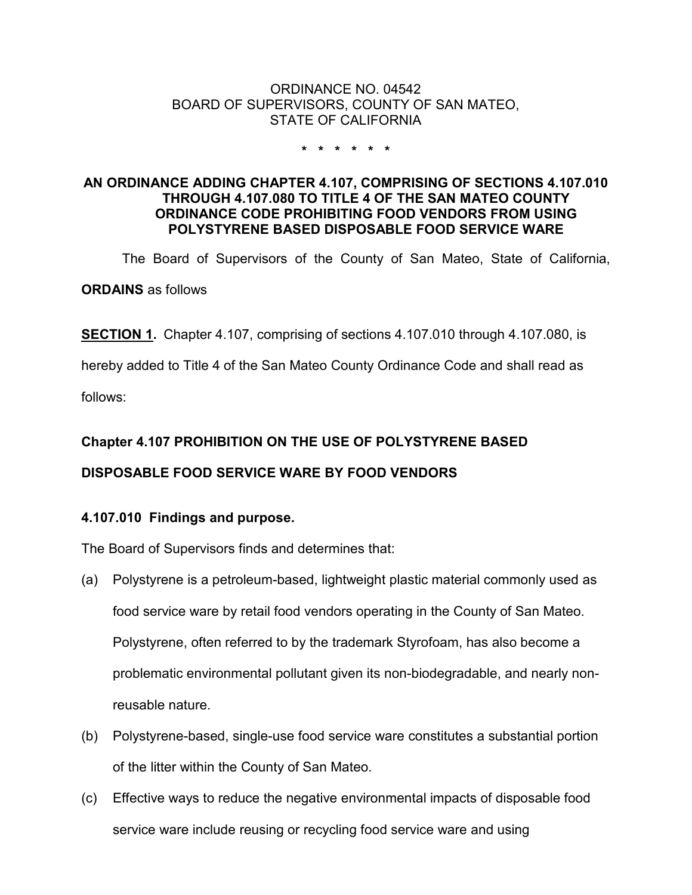ORDINANCE NO. 04542
BOARD OF SUPERVISORS, COUNTY OF SAN MATEO,
STATE OF CALIFORNIA

\* \* \* \* \* \*

**AN ORDINANCE ADDING CHAPTER 4.107, COMPRISING OF SECTIONS 4.107.010 THROUGH 4.107.080 TO TITLE 4 OF THE SAN MATEO COUNTY ORDINANCE CODE PROHIBITING FOOD VENDORS FROM USING POLYSTYRENE BASED DISPOSABLE FOOD SERVICE WARE**

The Board of Supervisors of the County of San Mateo, State of California, **ORDAINS** as follows

**SECTION 1.** Chapter 4.107, comprising of sections 4.107.010 through 4.107.080, is hereby added to Title 4 of the San Mateo County Ordinance Code and shall read as follows:

**Chapter 4.107 PROHIBITION ON THE USE OF POLYSTYRENE BASED DISPOSABLE FOOD SERVICE WARE BY FOOD VENDORS**

**4.107.010 Findings and purpose.**

The Board of Supervisors finds and determines that:

(a) Polystyrene is a petroleum-based, lightweight plastic material commonly used as food service ware by retail food vendors operating in the County of San Mateo. Polystyrene, often referred to by the trademark Styrofoam, has also become a problematic environmental pollutant given its non-biodegradable, and nearly non-reusable nature.

(b) Polystyrene-based, single-use food service ware constitutes a substantial portion of the litter within the County of San Mateo.

(c) Effective ways to reduce the negative environmental impacts of disposable food service ware include reusing or recycling food service ware and using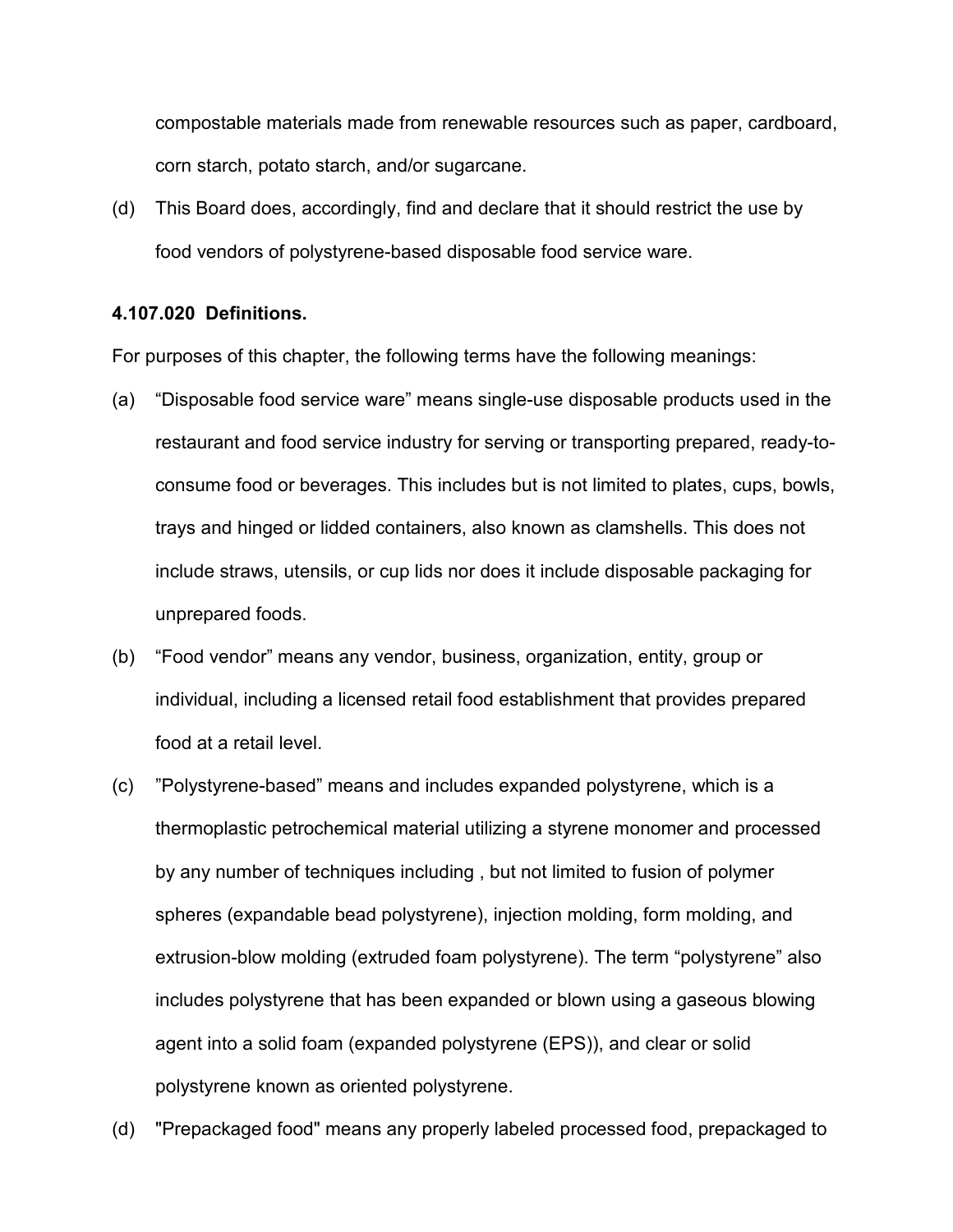compostable materials made from renewable resources such as paper, cardboard, corn starch, potato starch, and/or sugarcane.

(d) This Board does, accordingly, find and declare that it should restrict the use by food vendors of polystyrene-based disposable food service ware.

**4.107.020 Definitions.**

For purposes of this chapter, the following terms have the following meanings:

(a) “Disposable food service ware” means single-use disposable products used in the restaurant and food service industry for serving or transporting prepared, ready-to-consume food or beverages. This includes but is not limited to plates, cups, bowls, trays and hinged or lidded containers, also known as clamshells. This does not include straws, utensils, or cup lids nor does it include disposable packaging for unprepared foods.

(b) “Food vendor” means any vendor, business, organization, entity, group or individual, including a licensed retail food establishment that provides prepared food at a retail level.

(c) ”Polystyrene-based” means and includes expanded polystyrene, which is a thermoplastic petrochemical material utilizing a styrene monomer and processed by any number of techniques including , but not limited to fusion of polymer spheres (expandable bead polystyrene), injection molding, form molding, and extrusion-blow molding (extruded foam polystyrene). The term “polystyrene” also includes polystyrene that has been expanded or blown using a gaseous blowing agent into a solid foam (expanded polystyrene (EPS)), and clear or solid polystyrene known as oriented polystyrene.

(d) "Prepackaged food" means any properly labeled processed food, prepackaged to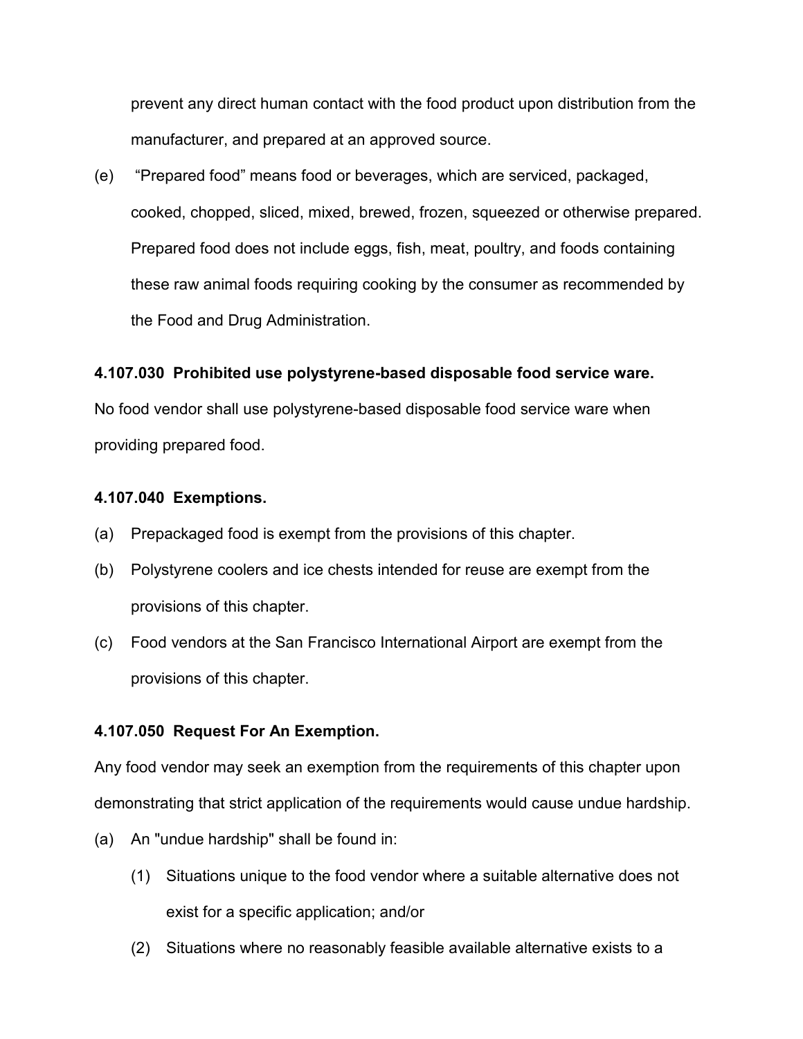prevent any direct human contact with the food product upon distribution from the manufacturer, and prepared at an approved source.

(e) "Prepared food" means food or beverages, which are serviced, packaged, cooked, chopped, sliced, mixed, brewed, frozen, squeezed or otherwise prepared. Prepared food does not include eggs, fish, meat, poultry, and foods containing these raw animal foods requiring cooking by the consumer as recommended by the Food and Drug Administration.

**4.107.030 Prohibited use polystyrene-based disposable food service ware.**

No food vendor shall use polystyrene-based disposable food service ware when providing prepared food.

**4.107.040 Exemptions.**

(a) Prepackaged food is exempt from the provisions of this chapter.

(b) Polystyrene coolers and ice chests intended for reuse are exempt from the provisions of this chapter.

(c) Food vendors at the San Francisco International Airport are exempt from the provisions of this chapter.

**4.107.050 Request For An Exemption.**

Any food vendor may seek an exemption from the requirements of this chapter upon demonstrating that strict application of the requirements would cause undue hardship.

(a) An "undue hardship" shall be found in:

  (1) Situations unique to the food vendor where a suitable alternative does not exist for a specific application; and/or

  (2) Situations where no reasonably feasible available alternative exists to a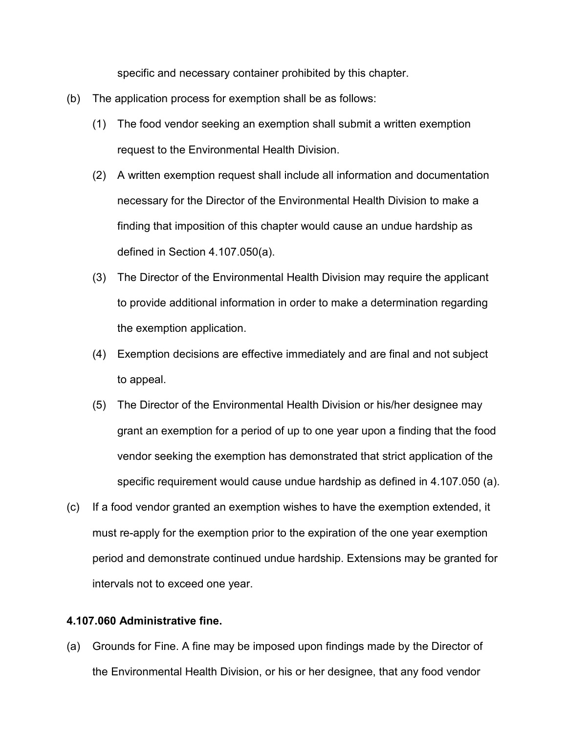specific and necessary container prohibited by this chapter.

(b) The application process for exemption shall be as follows:

  (1) The food vendor seeking an exemption shall submit a written exemption request to the Environmental Health Division.

  (2) A written exemption request shall include all information and documentation necessary for the Director of the Environmental Health Division to make a finding that imposition of this chapter would cause an undue hardship as defined in Section 4.107.050(a).

  (3) The Director of the Environmental Health Division may require the applicant to provide additional information in order to make a determination regarding the exemption application.

  (4) Exemption decisions are effective immediately and are final and not subject to appeal.

  (5) The Director of the Environmental Health Division or his/her designee may grant an exemption for a period of up to one year upon a finding that the food vendor seeking the exemption has demonstrated that strict application of the specific requirement would cause undue hardship as defined in 4.107.050 (a).

(c) If a food vendor granted an exemption wishes to have the exemption extended, it must re-apply for the exemption prior to the expiration of the one year exemption period and demonstrate continued undue hardship. Extensions may be granted for intervals not to exceed one year.

**4.107.060 Administrative fine.**

(a) Grounds for Fine. A fine may be imposed upon findings made by the Director of the Environmental Health Division, or his or her designee, that any food vendor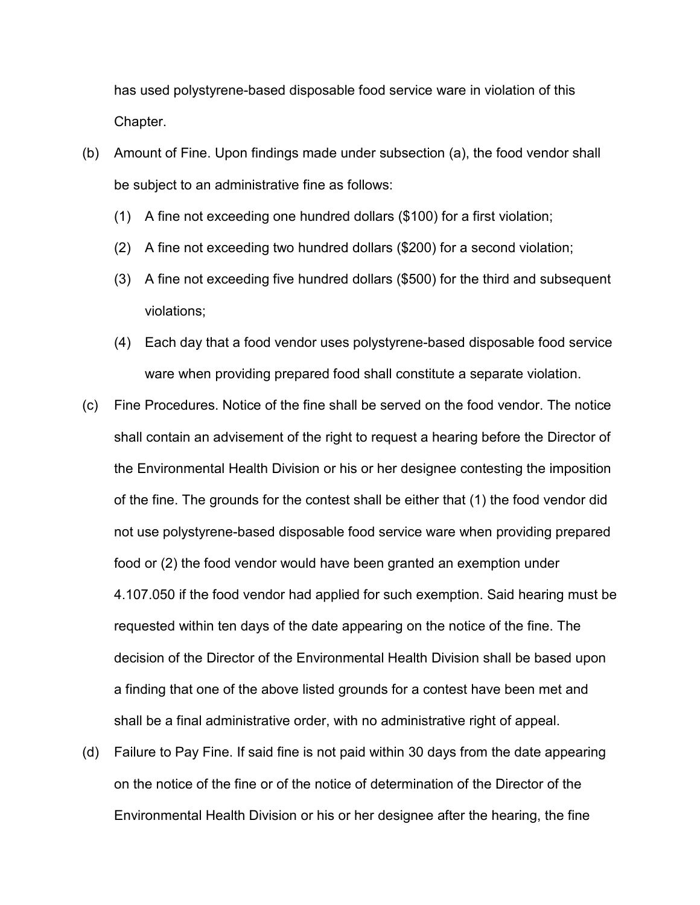has used polystyrene-based disposable food service ware in violation of this Chapter.

(b) Amount of Fine. Upon findings made under subsection (a), the food vendor shall be subject to an administrative fine as follows:

(1) A fine not exceeding one hundred dollars ($100) for a first violation;

(2) A fine not exceeding two hundred dollars ($200) for a second violation;

(3) A fine not exceeding five hundred dollars ($500) for the third and subsequent violations;

(4) Each day that a food vendor uses polystyrene-based disposable food service ware when providing prepared food shall constitute a separate violation.

(c) Fine Procedures. Notice of the fine shall be served on the food vendor. The notice shall contain an advisement of the right to request a hearing before the Director of the Environmental Health Division or his or her designee contesting the imposition of the fine. The grounds for the contest shall be either that (1) the food vendor did not use polystyrene-based disposable food service ware when providing prepared food or (2) the food vendor would have been granted an exemption under 4.107.050 if the food vendor had applied for such exemption. Said hearing must be requested within ten days of the date appearing on the notice of the fine. The decision of the Director of the Environmental Health Division shall be based upon a finding that one of the above listed grounds for a contest have been met and shall be a final administrative order, with no administrative right of appeal.

(d) Failure to Pay Fine. If said fine is not paid within 30 days from the date appearing on the notice of the fine or of the notice of determination of the Director of the Environmental Health Division or his or her designee after the hearing, the fine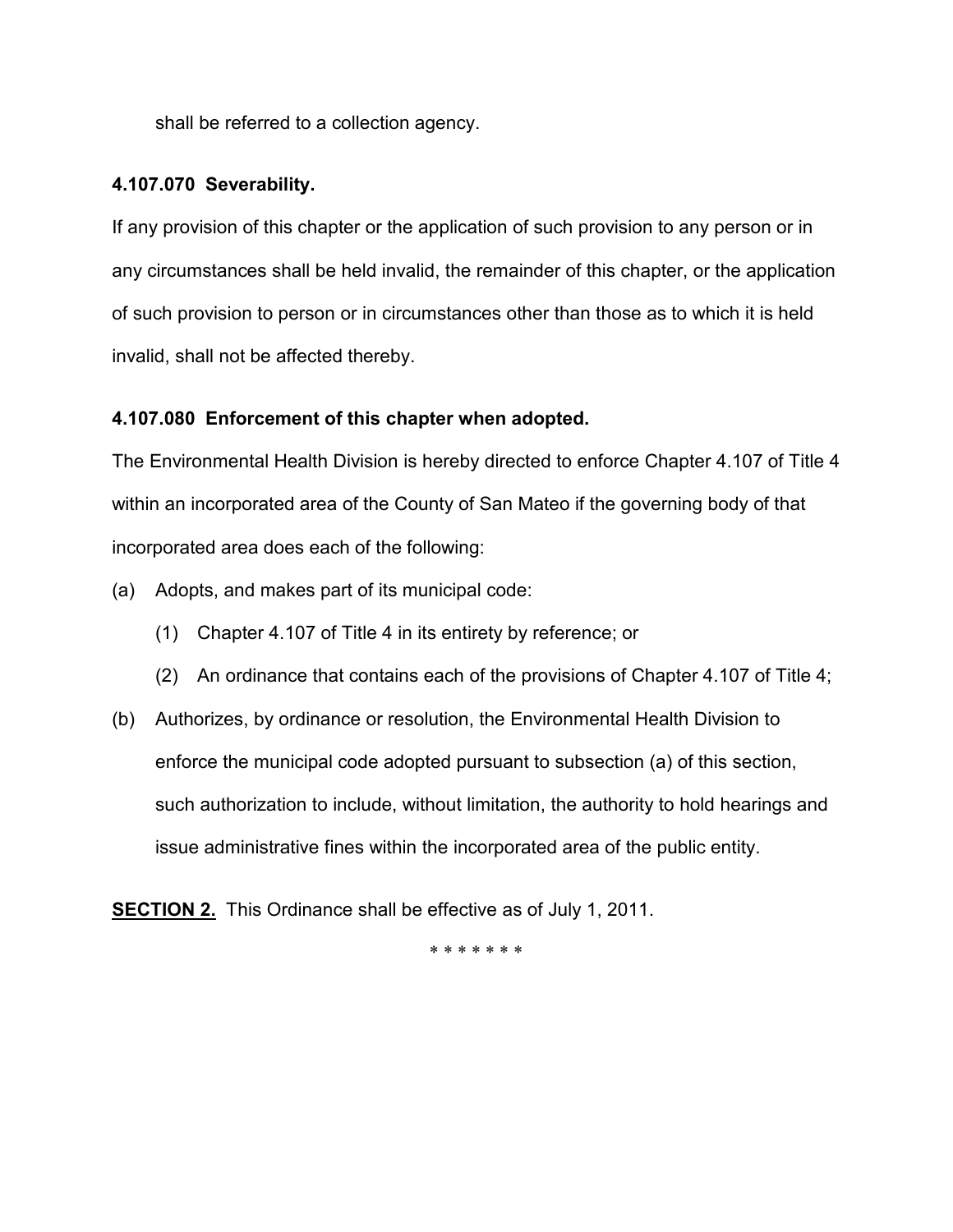shall be referred to a collection agency.

**4.107.070 Severability.**

If any provision of this chapter or the application of such provision to any person or in any circumstances shall be held invalid, the remainder of this chapter, or the application of such provision to person or in circumstances other than those as to which it is held invalid, shall not be affected thereby.

**4.107.080 Enforcement of this chapter when adopted.**

The Environmental Health Division is hereby directed to enforce Chapter 4.107 of Title 4 within an incorporated area of the County of San Mateo if the governing body of that incorporated area does each of the following:

(a) Adopts, and makes part of its municipal code:

  (1) Chapter 4.107 of Title 4 in its entirety by reference; or

  (2) An ordinance that contains each of the provisions of Chapter 4.107 of Title 4;

(b) Authorizes, by ordinance or resolution, the Environmental Health Division to enforce the municipal code adopted pursuant to subsection (a) of this section, such authorization to include, without limitation, the authority to hold hearings and issue administrative fines within the incorporated area of the public entity.

**SECTION 2.** This Ordinance shall be effective as of July 1, 2011.

* * * * * * *